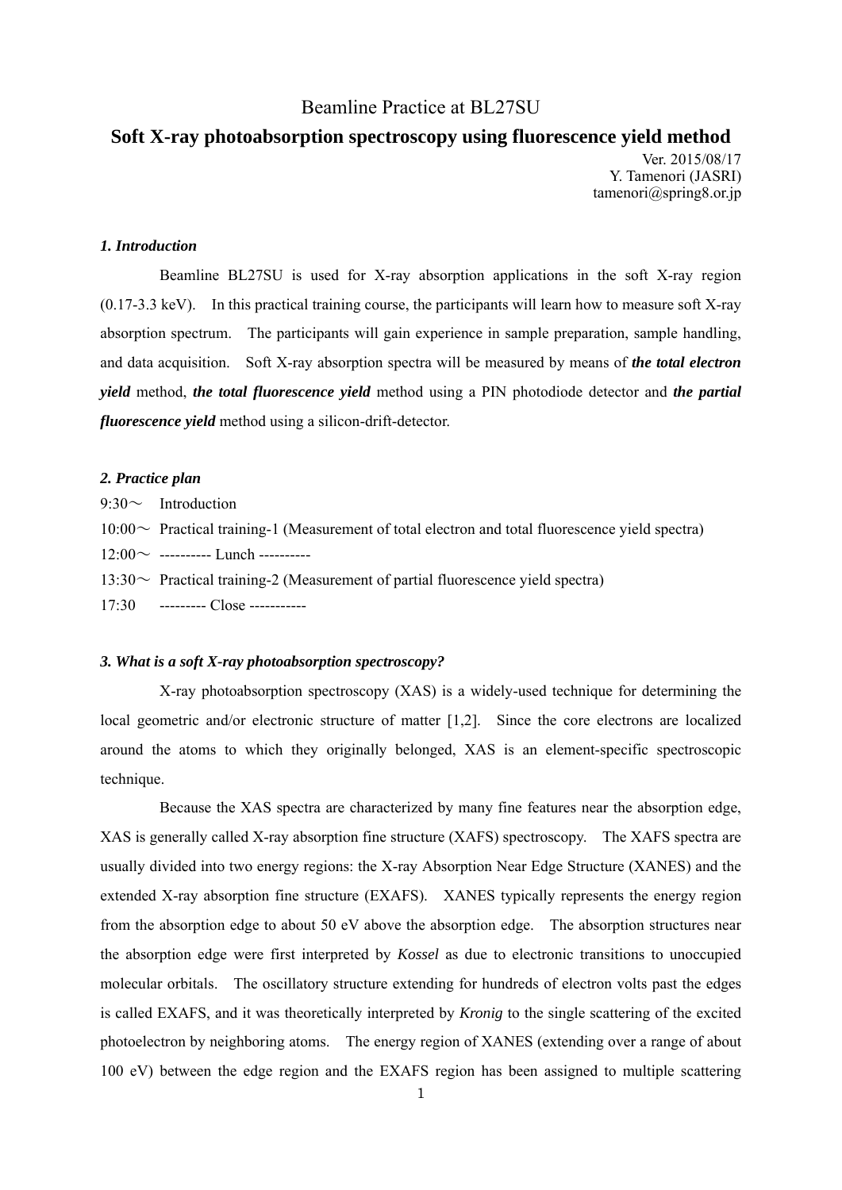# Beamline Practice at BL27SU

## Soft X-ray photoabsorption spectroscopy using fluorescence yield method

Ver. 2015/08/17
Y. Tamenori (JASRI)
tamenori@spring8.or.jp

### *1. Introduction*

Beamline BL27SU is used for X-ray absorption applications in the soft X-ray region (0.17-3.3 keV). In this practical training course, the participants will learn how to measure soft X-ray absorption spectrum. The participants will gain experience in sample preparation, sample handling, and data acquisition. Soft X-ray absorption spectra will be measured by means of ***the total electron yield*** method, ***the total fluorescence yield*** method using a PIN photodiode detector and ***the partial fluorescence yield*** method using a silicon-drift-detector.

### *2. Practice plan*

9:30～ Introduction
10:00～ Practical training-1 (Measurement of total electron and total fluorescence yield spectra)
12:00～ ---------- Lunch ----------
13:30～ Practical training-2 (Measurement of partial fluorescence yield spectra)
17:30 --------- Close -----------

### *3. What is a soft X-ray photoabsorption spectroscopy?*

X-ray photoabsorption spectroscopy (XAS) is a widely-used technique for determining the local geometric and/or electronic structure of matter [1,2]. Since the core electrons are localized around the atoms to which they originally belonged, XAS is an element-specific spectroscopic technique.

Because the XAS spectra are characterized by many fine features near the absorption edge, XAS is generally called X-ray absorption fine structure (XAFS) spectroscopy. The XAFS spectra are usually divided into two energy regions: the X-ray Absorption Near Edge Structure (XANES) and the extended X-ray absorption fine structure (EXAFS). XANES typically represents the energy region from the absorption edge to about 50 eV above the absorption edge. The absorption structures near the absorption edge were first interpreted by *Kossel* as due to electronic transitions to unoccupied molecular orbitals. The oscillatory structure extending for hundreds of electron volts past the edges is called EXAFS, and it was theoretically interpreted by *Kronig* to the single scattering of the excited photoelectron by neighboring atoms. The energy region of XANES (extending over a range of about 100 eV) between the edge region and the EXAFS region has been assigned to multiple scattering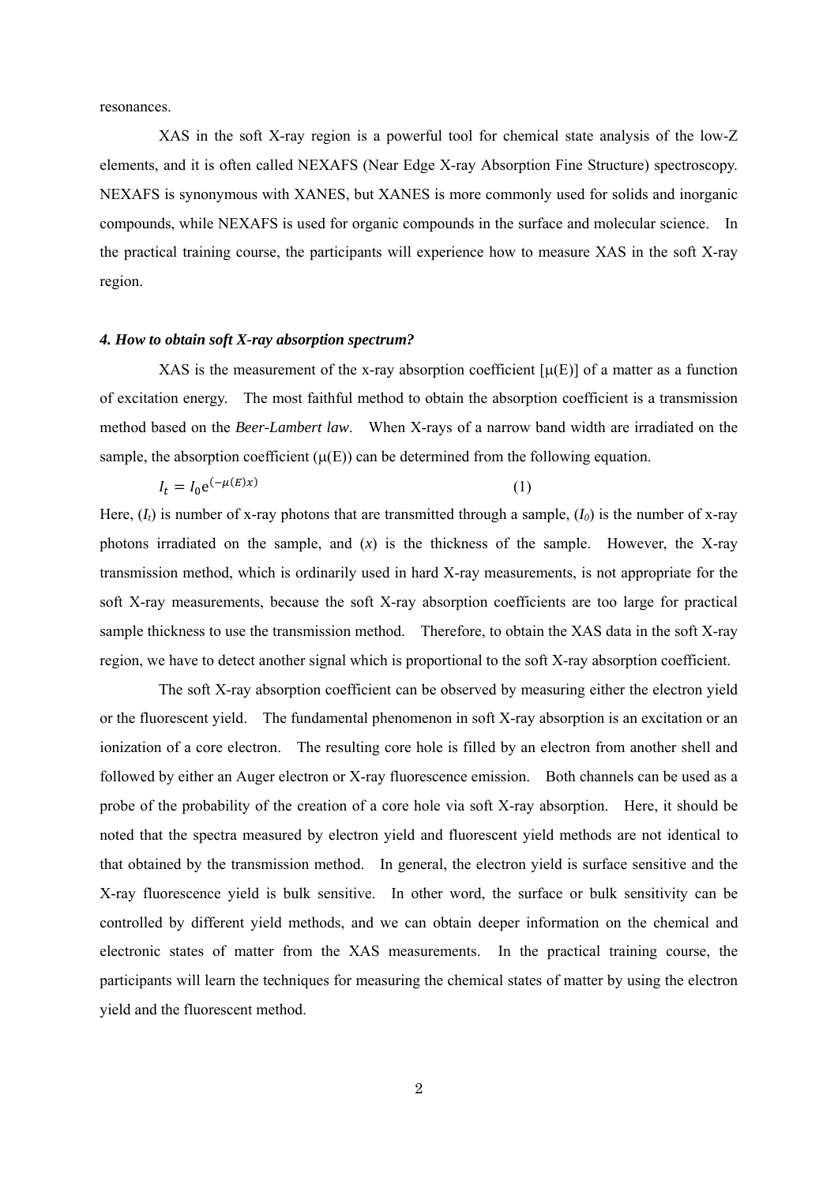resonances.

XAS in the soft X-ray region is a powerful tool for chemical state analysis of the low-Z elements, and it is often called NEXAFS (Near Edge X-ray Absorption Fine Structure) spectroscopy. NEXAFS is synonymous with XANES, but XANES is more commonly used for solids and inorganic compounds, while NEXAFS is used for organic compounds in the surface and molecular science. In the practical training course, the participants will experience how to measure XAS in the soft X-ray region.

### *4. How to obtain soft X-ray absorption spectrum?*

XAS is the measurement of the x-ray absorption coefficient [$\mu$(E)] of a matter as a function of excitation energy. The most faithful method to obtain the absorption coefficient is a transmission method based on the *Beer-Lambert law*. When X-rays of a narrow band width are irradiated on the sample, the absorption coefficient ($\mu$(E)) can be determined from the following equation.

$$I_t = I_0 e^{(-\mu(E)x)} \quad (1)$$

Here, ($I_t$) is number of x-ray photons that are transmitted through a sample, ($I_0$) is the number of x-ray photons irradiated on the sample, and ($x$) is the thickness of the sample. However, the X-ray transmission method, which is ordinarily used in hard X-ray measurements, is not appropriate for the soft X-ray measurements, because the soft X-ray absorption coefficients are too large for practical sample thickness to use the transmission method. Therefore, to obtain the XAS data in the soft X-ray region, we have to detect another signal which is proportional to the soft X-ray absorption coefficient.

The soft X-ray absorption coefficient can be observed by measuring either the electron yield or the fluorescent yield. The fundamental phenomenon in soft X-ray absorption is an excitation or an ionization of a core electron. The resulting core hole is filled by an electron from another shell and followed by either an Auger electron or X-ray fluorescence emission. Both channels can be used as a probe of the probability of the creation of a core hole via soft X-ray absorption. Here, it should be noted that the spectra measured by electron yield and fluorescent yield methods are not identical to that obtained by the transmission method. In general, the electron yield is surface sensitive and the X-ray fluorescence yield is bulk sensitive. In other word, the surface or bulk sensitivity can be controlled by different yield methods, and we can obtain deeper information on the chemical and electronic states of matter from the XAS measurements. In the practical training course, the participants will learn the techniques for measuring the chemical states of matter by using the electron yield and the fluorescent method.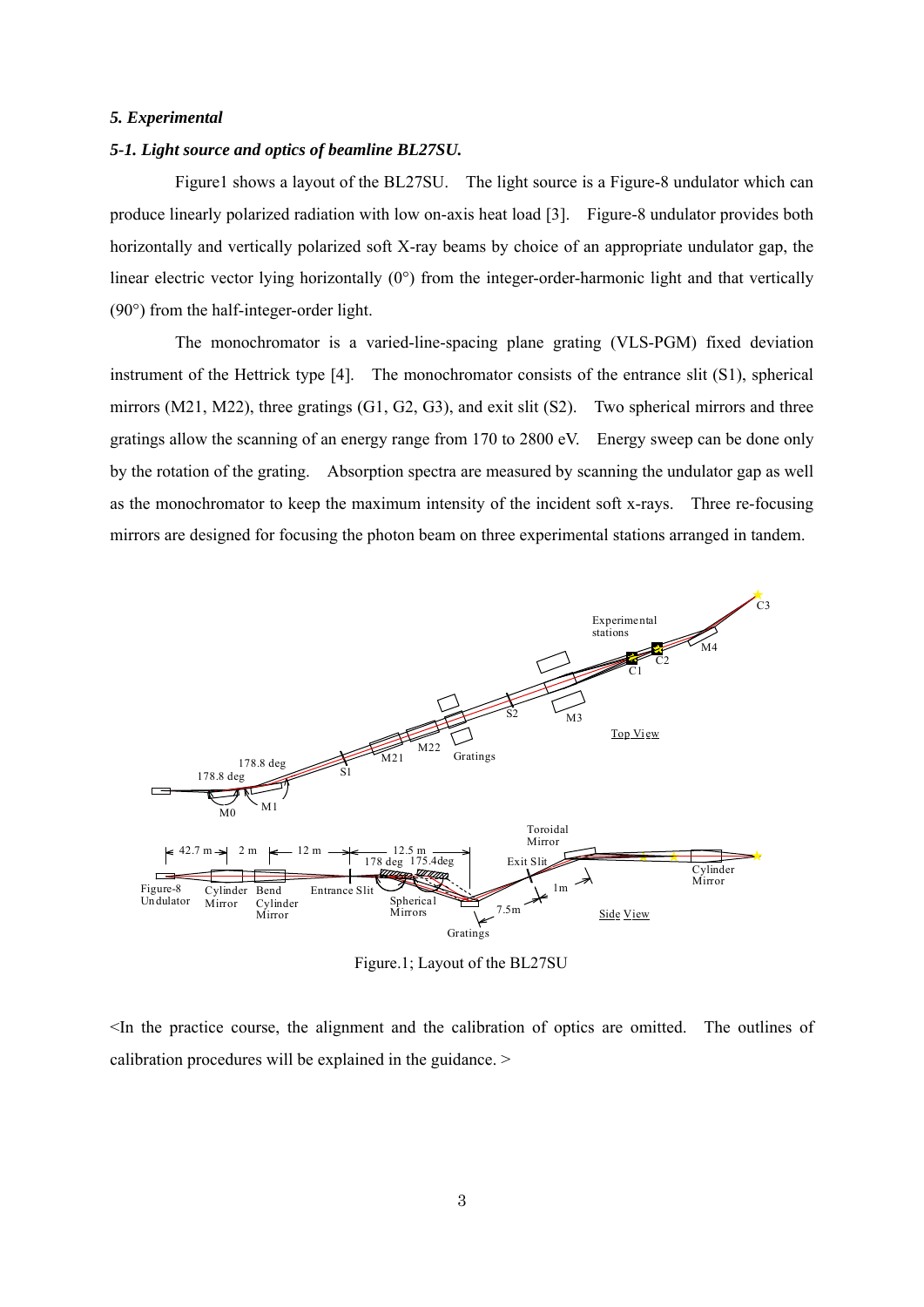### *5. Experimental*

#### *5-1. Light source and optics of beamline BL27SU.*

Figure1 shows a layout of the BL27SU. The light source is a Figure-8 undulator which can produce linearly polarized radiation with low on-axis heat load [3]. Figure-8 undulator provides both horizontally and vertically polarized soft X-ray beams by choice of an appropriate undulator gap, the linear electric vector lying horizontally (0°) from the integer-order-harmonic light and that vertically (90°) from the half-integer-order light.

The monochromator is a varied-line-spacing plane grating (VLS-PGM) fixed deviation instrument of the Hettrick type [4]. The monochromator consists of the entrance slit (S1), spherical mirrors (M21, M22), three gratings (G1, G2, G3), and exit slit (S2). Two spherical mirrors and three gratings allow the scanning of an energy range from 170 to 2800 eV. Energy sweep can be done only by the rotation of the grating. Absorption spectra are measured by scanning the undulator gap as well as the monochromator to keep the maximum intensity of the incident soft x-rays. Three re-focusing mirrors are designed for focusing the photon beam on three experimental stations arranged in tandem.

Figure.1; Layout of the BL27SU

<In the practice course, the alignment and the calibration of optics are omitted. The outlines of calibration procedures will be explained in the guidance. >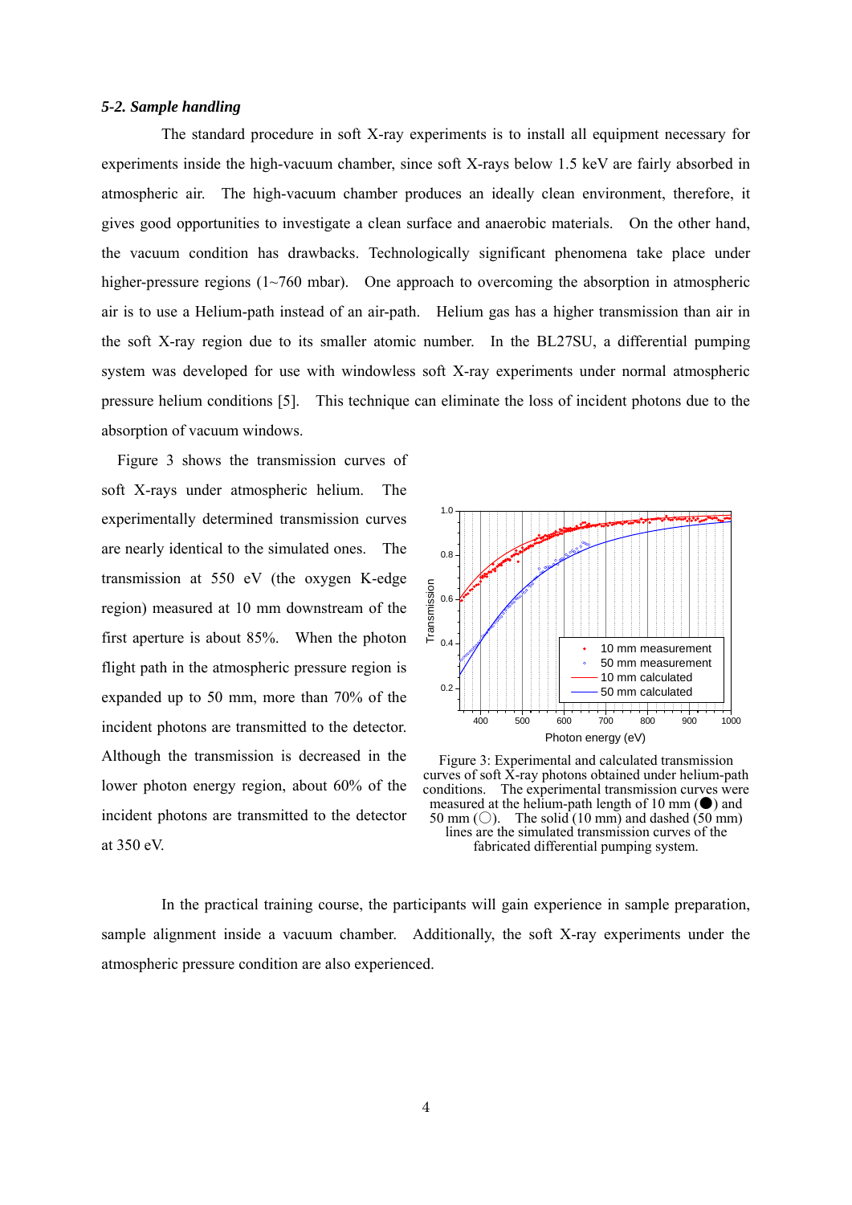### *5-2. Sample handling*

The standard procedure in soft X-ray experiments is to install all equipment necessary for experiments inside the high-vacuum chamber, since soft X-rays below 1.5 keV are fairly absorbed in atmospheric air. The high-vacuum chamber produces an ideally clean environment, therefore, it gives good opportunities to investigate a clean surface and anaerobic materials. On the other hand, the vacuum condition has drawbacks. Technologically significant phenomena take place under higher-pressure regions (1~760 mbar). One approach to overcoming the absorption in atmospheric air is to use a Helium-path instead of an air-path. Helium gas has a higher transmission than air in the soft X-ray region due to its smaller atomic number. In the BL27SU, a differential pumping system was developed for use with windowless soft X-ray experiments under normal atmospheric pressure helium conditions [5]. This technique can eliminate the loss of incident photons due to the absorption of vacuum windows.

Figure 3 shows the transmission curves of soft X-rays under atmospheric helium. The experimentally determined transmission curves are nearly identical to the simulated ones. The transmission at 550 eV (the oxygen K-edge region) measured at 10 mm downstream of the first aperture is about 85%. When the photon flight path in the atmospheric pressure region is expanded up to 50 mm, more than 70% of the incident photons are transmitted to the detector. Although the transmission is decreased in the lower photon energy region, about 60% of the incident photons are transmitted to the detector at 350 eV.

Figure 3: Experimental and calculated transmission curves of soft X-ray photons obtained under helium-path conditions. The experimental transmission curves were measured at the helium-path length of 10 mm (●) and 50 mm (○). The solid (10 mm) and dashed (50 mm) lines are the simulated transmission curves of the fabricated differential pumping system.

In the practical training course, the participants will gain experience in sample preparation, sample alignment inside a vacuum chamber. Additionally, the soft X-ray experiments under the atmospheric pressure condition are also experienced.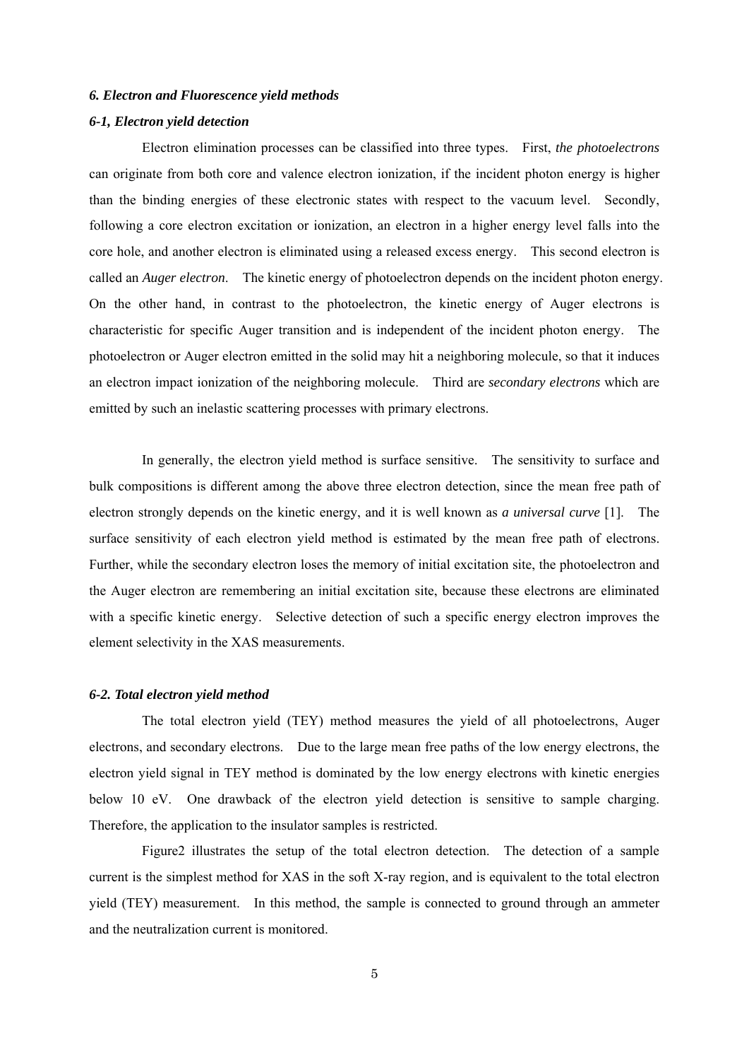### *6. Electron and Fluorescence yield methods*

### *6-1, Electron yield detection*

Electron elimination processes can be classified into three types. First, *the photoelectrons* can originate from both core and valence electron ionization, if the incident photon energy is higher than the binding energies of these electronic states with respect to the vacuum level. Secondly, following a core electron excitation or ionization, an electron in a higher energy level falls into the core hole, and another electron is eliminated using a released excess energy. This second electron is called an *Auger electron*. The kinetic energy of photoelectron depends on the incident photon energy. On the other hand, in contrast to the photoelectron, the kinetic energy of Auger electrons is characteristic for specific Auger transition and is independent of the incident photon energy. The photoelectron or Auger electron emitted in the solid may hit a neighboring molecule, so that it induces an electron impact ionization of the neighboring molecule. Third are *secondary electrons* which are emitted by such an inelastic scattering processes with primary electrons.

In generally, the electron yield method is surface sensitive. The sensitivity to surface and bulk compositions is different among the above three electron detection, since the mean free path of electron strongly depends on the kinetic energy, and it is well known as *a universal curve* [1]. The surface sensitivity of each electron yield method is estimated by the mean free path of electrons. Further, while the secondary electron loses the memory of initial excitation site, the photoelectron and the Auger electron are remembering an initial excitation site, because these electrons are eliminated with a specific kinetic energy. Selective detection of such a specific energy electron improves the element selectivity in the XAS measurements.

### *6-2. Total electron yield method*

The total electron yield (TEY) method measures the yield of all photoelectrons, Auger electrons, and secondary electrons. Due to the large mean free paths of the low energy electrons, the electron yield signal in TEY method is dominated by the low energy electrons with kinetic energies below 10 eV. One drawback of the electron yield detection is sensitive to sample charging. Therefore, the application to the insulator samples is restricted.

Figure2 illustrates the setup of the total electron detection. The detection of a sample current is the simplest method for XAS in the soft X-ray region, and is equivalent to the total electron yield (TEY) measurement. In this method, the sample is connected to ground through an ammeter and the neutralization current is monitored.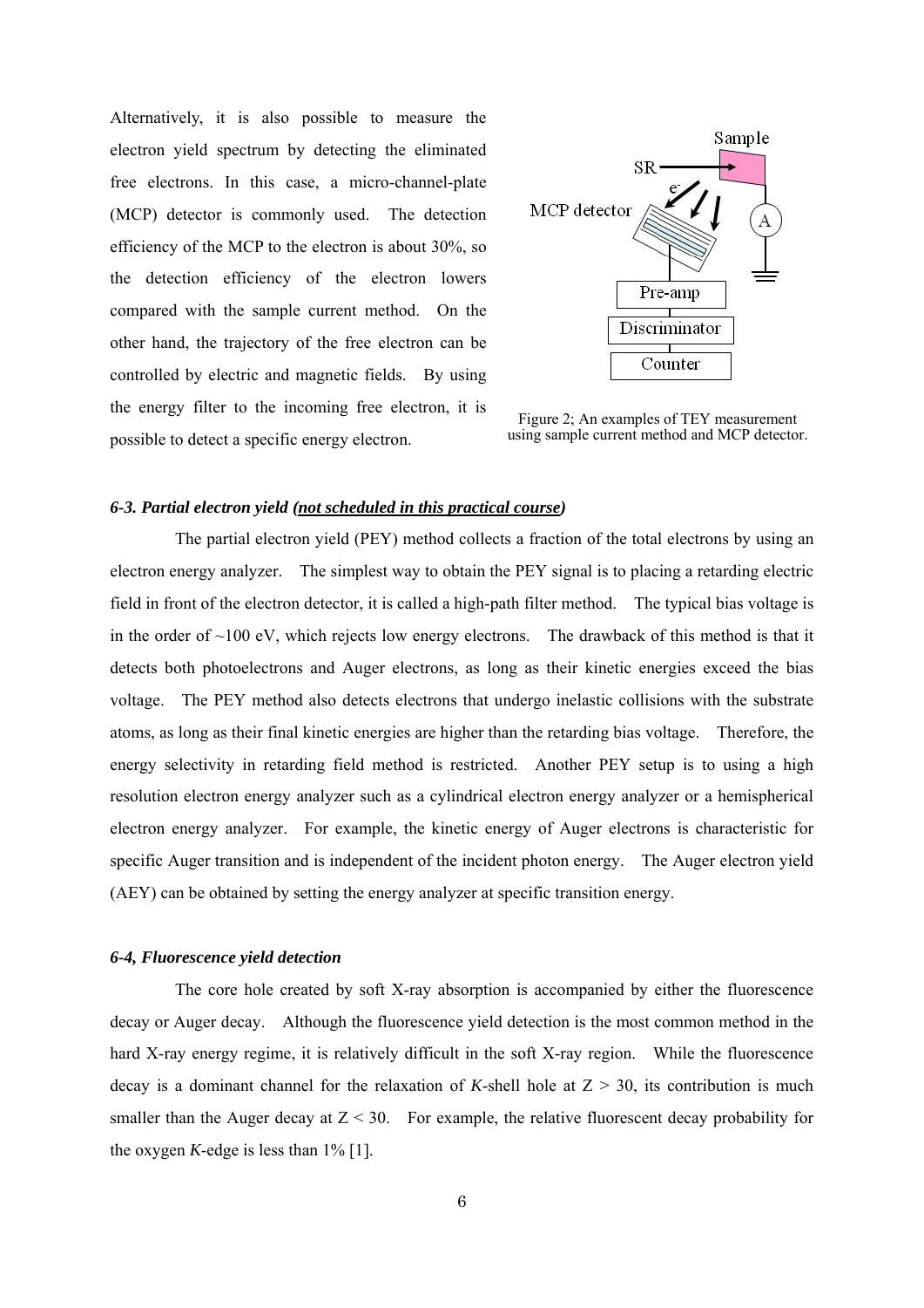Alternatively, it is also possible to measure the electron yield spectrum by detecting the eliminated free electrons. In this case, a micro-channel-plate (MCP) detector is commonly used. The detection efficiency of the MCP to the electron is about 30%, so the detection efficiency of the electron lowers compared with the sample current method. On the other hand, the trajectory of the free electron can be controlled by electric and magnetic fields. By using the energy filter to the incoming free electron, it is possible to detect a specific energy electron.

Figure 2; An examples of TEY measurement using sample current method and MCP detector.

### *6-3. Partial electron yield (<u>not scheduled in this practical course</u>)*

The partial electron yield (PEY) method collects a fraction of the total electrons by using an electron energy analyzer. The simplest way to obtain the PEY signal is to placing a retarding electric field in front of the electron detector, it is called a high-path filter method. The typical bias voltage is in the order of ~100 eV, which rejects low energy electrons. The drawback of this method is that it detects both photoelectrons and Auger electrons, as long as their kinetic energies exceed the bias voltage. The PEY method also detects electrons that undergo inelastic collisions with the substrate atoms, as long as their final kinetic energies are higher than the retarding bias voltage. Therefore, the energy selectivity in retarding field method is restricted. Another PEY setup is to using a high resolution electron energy analyzer such as a cylindrical electron energy analyzer or a hemispherical electron energy analyzer. For example, the kinetic energy of Auger electrons is characteristic for specific Auger transition and is independent of the incident photon energy. The Auger electron yield (AEY) can be obtained by setting the energy analyzer at specific transition energy.

### *6-4, Fluorescence yield detection*

The core hole created by soft X-ray absorption is accompanied by either the fluorescence decay or Auger decay. Although the fluorescence yield detection is the most common method in the hard X-ray energy regime, it is relatively difficult in the soft X-ray region. While the fluorescence decay is a dominant channel for the relaxation of *K*-shell hole at $Z > 30$, its contribution is much smaller than the Auger decay at $Z < 30$. For example, the relative fluorescent decay probability for the oxygen *K*-edge is less than 1% [1].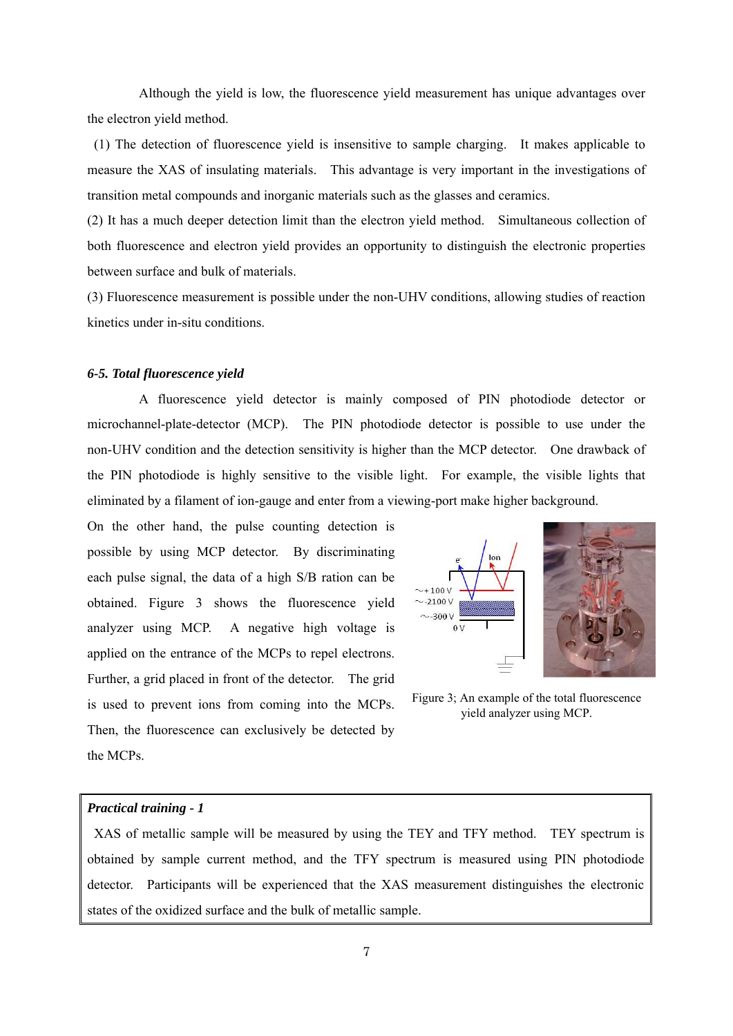Although the yield is low, the fluorescence yield measurement has unique advantages over the electron yield method.

(1) The detection of fluorescence yield is insensitive to sample charging. It makes applicable to measure the XAS of insulating materials. This advantage is very important in the investigations of transition metal compounds and inorganic materials such as the glasses and ceramics.

(2) It has a much deeper detection limit than the electron yield method. Simultaneous collection of both fluorescence and electron yield provides an opportunity to distinguish the electronic properties between surface and bulk of materials.

(3) Fluorescence measurement is possible under the non-UHV conditions, allowing studies of reaction kinetics under in-situ conditions.

### *6-5. Total fluorescence yield*

A fluorescence yield detector is mainly composed of PIN photodiode detector or microchannel-plate-detector (MCP). The PIN photodiode detector is possible to use under the non-UHV condition and the detection sensitivity is higher than the MCP detector. One drawback of the PIN photodiode is highly sensitive to the visible light. For example, the visible lights that eliminated by a filament of ion-gauge and enter from a viewing-port make higher background.

On the other hand, the pulse counting detection is possible by using MCP detector. By discriminating each pulse signal, the data of a high S/B ration can be obtained. Figure 3 shows the fluorescence yield analyzer using MCP. A negative high voltage is applied on the entrance of the MCPs to repel electrons. Further, a grid placed in front of the detector. The grid is used to prevent ions from coming into the MCPs. Then, the fluorescence can exclusively be detected by the MCPs.

Figure 3; An example of the total fluorescence yield analyzer using MCP.

---

***Practical training - 1***

XAS of metallic sample will be measured by using the TEY and TFY method. TEY spectrum is obtained by sample current method, and the TFY spectrum is measured using PIN photodiode detector. Participants will be experienced that the XAS measurement distinguishes the electronic states of the oxidized surface and the bulk of metallic sample.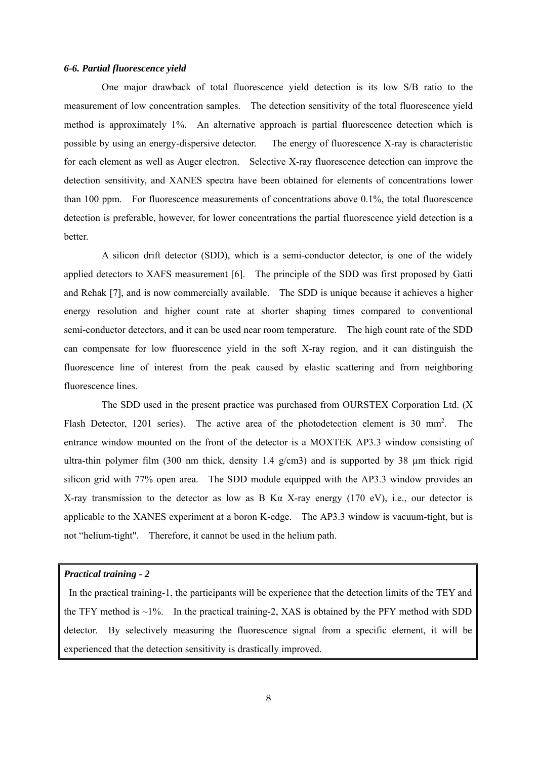### *6-6. Partial fluorescence yield*

One major drawback of total fluorescence yield detection is its low S/B ratio to the measurement of low concentration samples. The detection sensitivity of the total fluorescence yield method is approximately 1%. An alternative approach is partial fluorescence detection which is possible by using an energy-dispersive detector. The energy of fluorescence X-ray is characteristic for each element as well as Auger electron. Selective X-ray fluorescence detection can improve the detection sensitivity, and XANES spectra have been obtained for elements of concentrations lower than 100 ppm. For fluorescence measurements of concentrations above 0.1%, the total fluorescence detection is preferable, however, for lower concentrations the partial fluorescence yield detection is a better.

A silicon drift detector (SDD), which is a semi-conductor detector, is one of the widely applied detectors to XAFS measurement [6]. The principle of the SDD was first proposed by Gatti and Rehak [7], and is now commercially available. The SDD is unique because it achieves a higher energy resolution and higher count rate at shorter shaping times compared to conventional semi-conductor detectors, and it can be used near room temperature. The high count rate of the SDD can compensate for low fluorescence yield in the soft X-ray region, and it can distinguish the fluorescence line of interest from the peak caused by elastic scattering and from neighboring fluorescence lines.

The SDD used in the present practice was purchased from OURSTEX Corporation Ltd. (X Flash Detector, 1201 series). The active area of the photodetection element is 30 $mm^2$. The entrance window mounted on the front of the detector is a MOXTEK AP3.3 window consisting of ultra-thin polymer film (300 nm thick, density 1.4 g/cm3) and is supported by 38 µm thick rigid silicon grid with 77% open area. The SDD module equipped with the AP3.3 window provides an X-ray transmission to the detector as low as B Kα X-ray energy (170 eV), i.e., our detector is applicable to the XANES experiment at a boron K-edge. The AP3.3 window is vacuum-tight, but is not "helium-tight". Therefore, it cannot be used in the helium path.

> ***Practical training - 2***
>
> In the practical training-1, the participants will be experience that the detection limits of the TEY and the TFY method is ~1%. In the practical training-2, XAS is obtained by the PFY method with SDD detector. By selectively measuring the fluorescence signal from a specific element, it will be experienced that the detection sensitivity is drastically improved.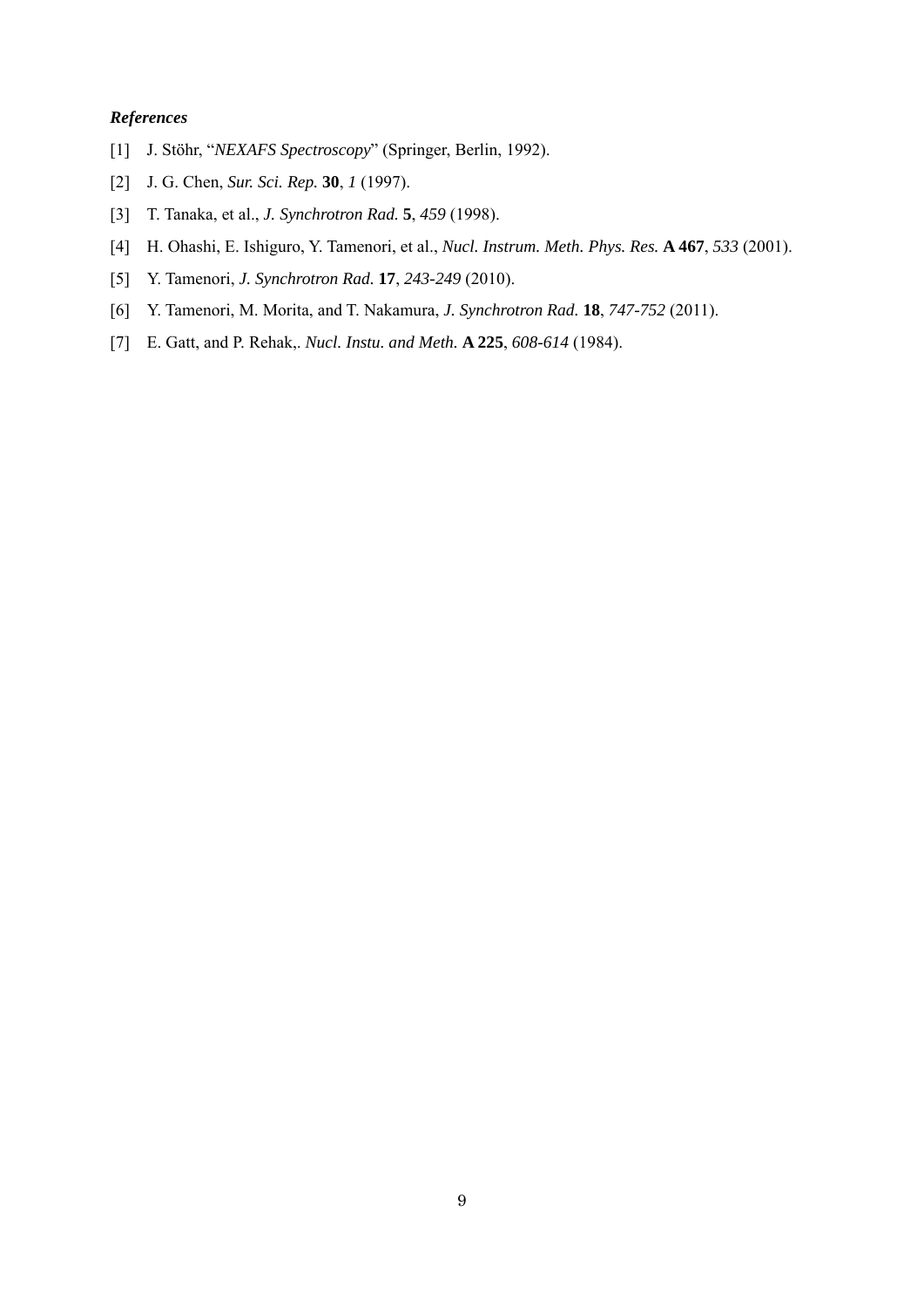***References***

[1] J. Stöhr, "*NEXAFS Spectroscopy*" (Springer, Berlin, 1992).

[2] J. G. Chen, *Sur. Sci. Rep.* **30**, *1* (1997).

[3] T. Tanaka, et al., *J. Synchrotron Rad.* **5**, *459* (1998).

[4] H. Ohashi, E. Ishiguro, Y. Tamenori, et al., *Nucl. Instrum. Meth. Phys. Res.* **A 467**, *533* (2001).

[5] Y. Tamenori, *J. Synchrotron Rad.* **17**, *243-249* (2010).

[6] Y. Tamenori, M. Morita, and T. Nakamura, *J. Synchrotron Rad.* **18**, *747-752* (2011).

[7] E. Gatt, and P. Rehak,. *Nucl. Instu. and Meth.* **A 225**, *608-614* (1984).